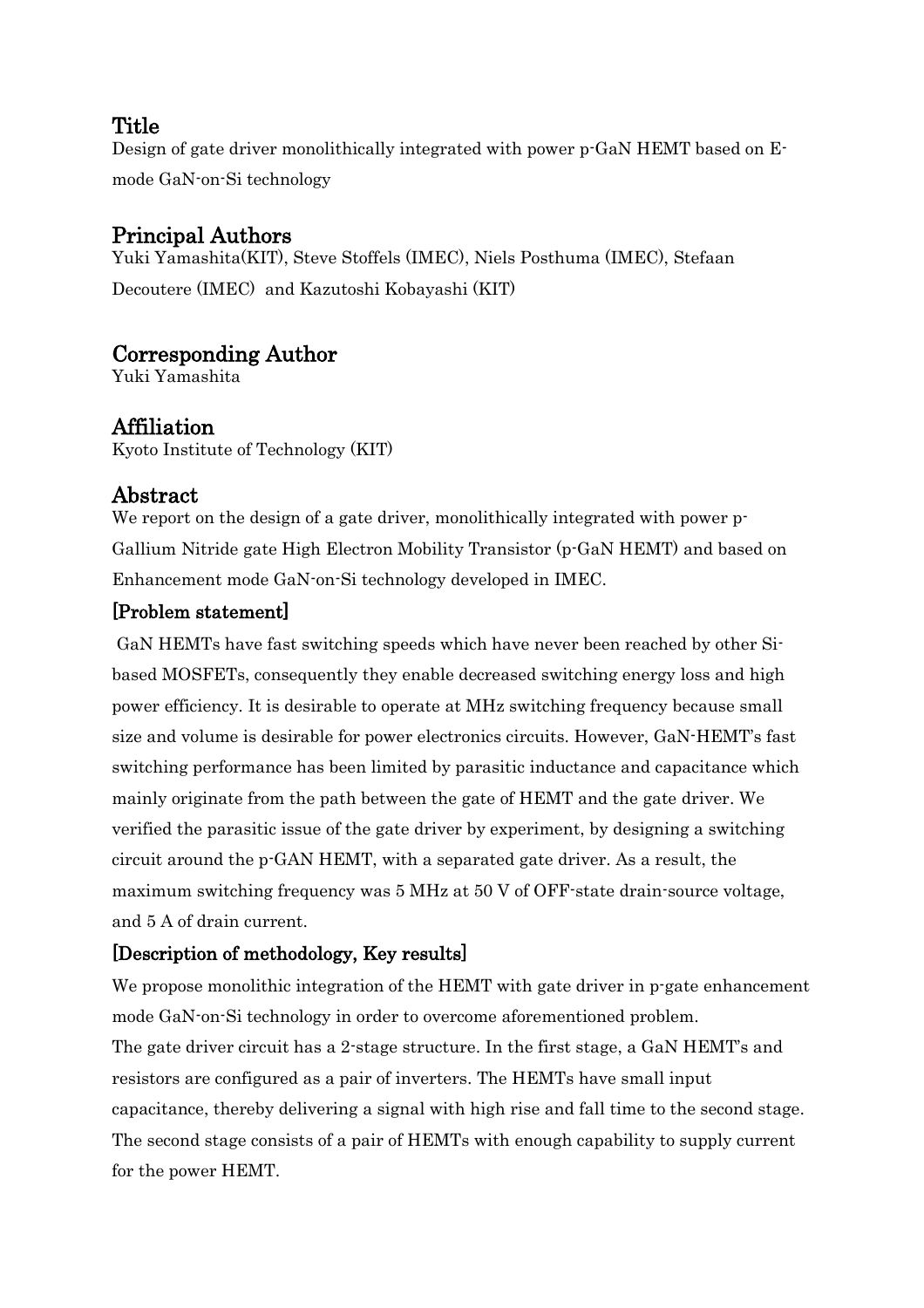## Title

Design of gate driver monolithically integrated with power p-GaN HEMT based on E-mode GaN-on-Si technology

## Principal Authors

Yuki Yamashita(KIT), Steve Stoffels (IMEC), Niels Posthuma (IMEC), Stefaan Decoutere (IMEC) and Kazutoshi Kobayashi (KIT)

## Corresponding Author

Yuki Yamashita

## Affiliation

Kyoto Institute of Technology (KIT)

## Abstract

We report on the design of a gate driver, monolithically integrated with power p-Gallium Nitride gate High Electron Mobility Transistor (p-GaN HEMT) and based on Enhancement mode GaN-on-Si technology developed in IMEC.

### [Problem statement]

GaN HEMTs have fast switching speeds which have never been reached by other Si-based MOSFETs, consequently they enable decreased switching energy loss and high power efficiency. It is desirable to operate at MHz switching frequency because small size and volume is desirable for power electronics circuits. However, GaN-HEMT's fast switching performance has been limited by parasitic inductance and capacitance which mainly originate from the path between the gate of HEMT and the gate driver. We verified the parasitic issue of the gate driver by experiment, by designing a switching circuit around the p-GAN HEMT, with a separated gate driver. As a result, the maximum switching frequency was 5 MHz at 50 V of OFF-state drain-source voltage, and 5 A of drain current.

### [Description of methodology, Key results]

We propose monolithic integration of the HEMT with gate driver in p-gate enhancement mode GaN-on-Si technology in order to overcome aforementioned problem.

The gate driver circuit has a 2-stage structure. In the first stage, a GaN HEMT"s and resistors are configured as a pair of inverters. The HEMTs have small input capacitance, thereby delivering a signal with high rise and fall time to the second stage. The second stage consists of a pair of HEMTs with enough capability to supply current for the power HEMT.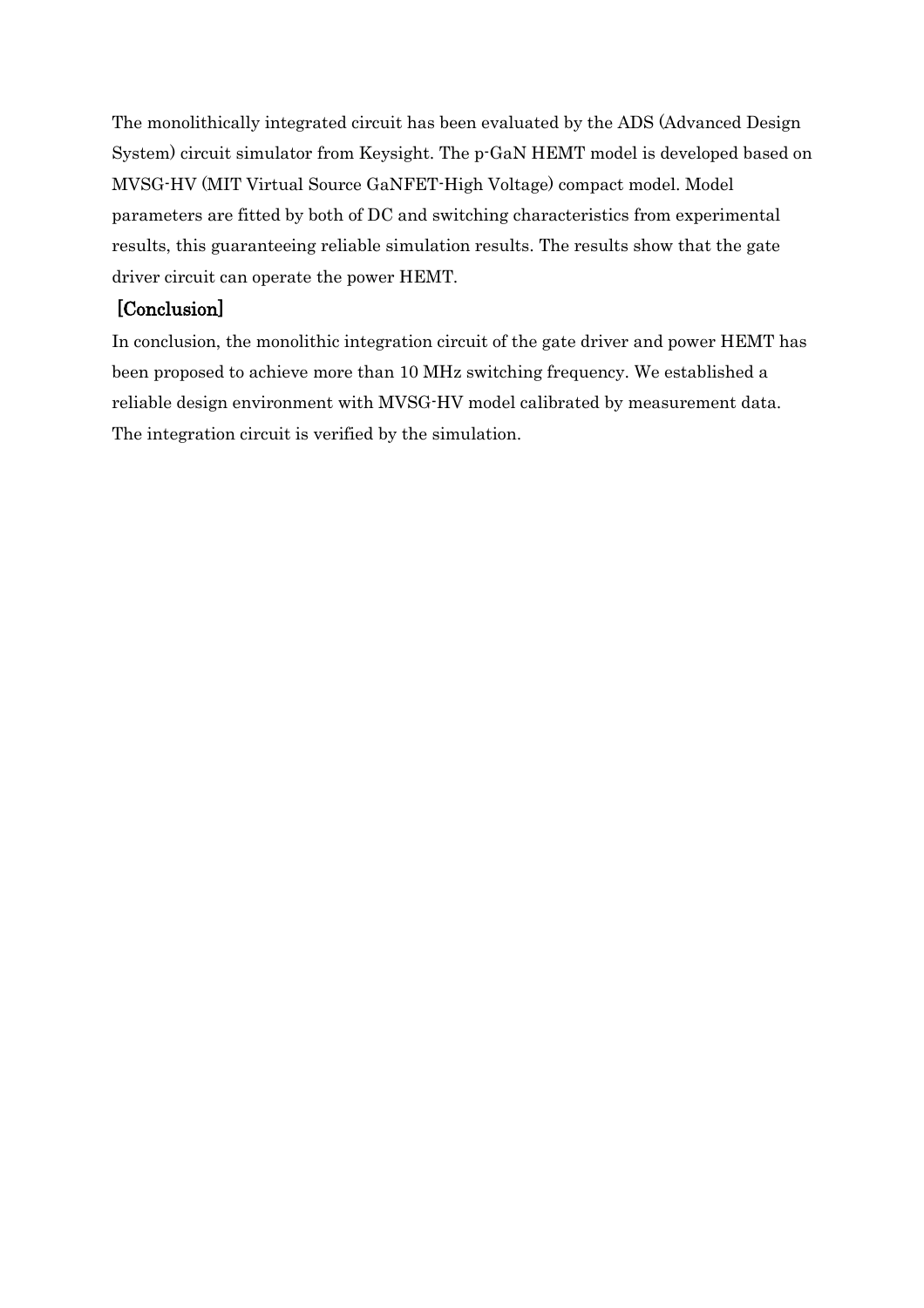The monolithically integrated circuit has been evaluated by the ADS (Advanced Design System) circuit simulator from Keysight. The p-GaN HEMT model is developed based on MVSG-HV (MIT Virtual Source GaNFET-High Voltage) compact model. Model parameters are fitted by both of DC and switching characteristics from experimental results, this guaranteeing reliable simulation results. The results show that the gate driver circuit can operate the power HEMT.

## [Conclusion]

In conclusion, the monolithic integration circuit of the gate driver and power HEMT has been proposed to achieve more than 10 MHz switching frequency. We established a reliable design environment with MVSG-HV model calibrated by measurement data. The integration circuit is verified by the simulation.